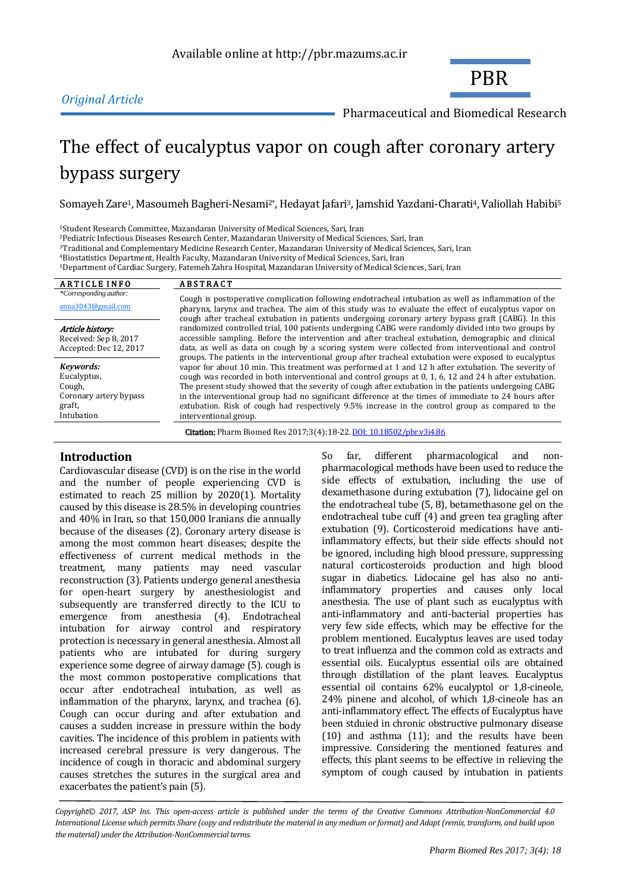Available online at http://pbr.mazums.ac.ir

*Original Article*

PBR

Pharmaceutical and Biomedical Research

# The effect of eucalyptus vapor on cough after coronary artery bypass surgery

Somayeh Zare[1], Masoumeh Bagheri-Nesami[2*], Hedayat Jafari[3], Jamshid Yazdani-Charati[4], Valiollah Habibi[5]

[1]Student Research Committee, Mazandaran University of Medical Sciences, Sari, Iran
[2]Pediatric Infectious Diseases Research Center, Mazandaran University of Medical Sciences, Sari, Iran
[3]Traditional and Complementary Medicine Research Center, Mazandaran University of Medical Sciences, Sari, Iran
[4]Biostatistics Department, Health Faculty, Mazandaran University of Medical Sciences, Sari, Iran
[5]Department of Cardiac Surgery, Fatemeh Zahra Hospital, Mazandaran University of Medical Sciences, Sari, Iran

**ARTICLE INFO**

*\*Corresponding author:*
anna3043@gmail.com

***Article history:***
Received: Sep 8, 2017
Accepted: Dec 12, 2017

***Keywords:***
Eucalyptus,
Cough,
Coronary artery bypass graft,
Intubation

**ABSTRACT**

Cough is postoperative complication following endotracheal intubation as well as inflammation of the pharynx, larynx and trachea. The aim of this study was to evaluate the effect of eucalyptus vapor on cough after tracheal extubation in patients undergoing coronary artery bypass graft (CABG). In this randomized controlled trial, 100 patients undergoing CABG were randomly divided into two groups by accessible sampling. Before the intervention and after tracheal extubation, demographic and clinical data, as well as data on cough by a scoring system were collected from interventional and control groups. The patients in the interventional group after tracheal extubation were exposed to eucalyptus vapor for about 10 min. This treatment was performed at 1 and 12 h after extubation. The severity of cough was recorded in both interventional and control groups at 0, 1, 6, 12 and 24 h after extubation. The present study showed that the severity of cough after extubation in the patients undergoing CABG in the interventional group had no significant difference at the times of immediate to 24 hours after extubation. Risk of cough had respectively 9.5% increase in the control group as compared to the interventional group.

**Citation:** Pharm Biomed Res 2017;3(4):18-22. DOI: 10.18502/pbr.v3i4.86

## Introduction

Cardiovascular disease (CVD) is on the rise in the world and the number of people experiencing CVD is estimated to reach 25 million by 2020(1). Mortality caused by this disease is 28.5% in developing countries and 40% in Iran, so that 150,000 Iranians die annually because of the diseases (2). Coronary artery disease is among the most common heart diseases; despite the effectiveness of current medical methods in the treatment, many patients may need vascular reconstruction (3). Patients undergo general anesthesia for open-heart surgery by anesthesiologist and subsequently are transferred directly to the ICU to emergence from anesthesia (4). Endotracheal intubation for airway control and respiratory protection is necessary in general anesthesia. Almost all patients who are intubated for during surgery experience some degree of airway damage (5). cough is the most common postoperative complications that occur after endotracheal intubation, as well as inflammation of the pharynx, larynx, and trachea (6). Cough can occur during and after extubation and causes a sudden increase in pressure within the body cavities. The incidence of this problem in patients with increased cerebral pressure is very dangerous. The incidence of cough in thoracic and abdominal surgery causes stretches the sutures in the surgical area and exacerbates the patient's pain (5).

So far, different pharmacological and non-pharmacological methods have been used to reduce the side effects of extubation, including the use of dexamethasone during extubation (7), lidocaine gel on the endotracheal tube (5, 8), betamethasone gel on the endotracheal tube cuff (4) and green tea gragling after extubation (9). Corticosteroid medications have anti-inflammatory effects, but their side effects should not be ignored, including high blood pressure, suppressing natural corticosteroids production and high blood sugar in diabetics. Lidocaine gel has also no anti-inflammatory properties and causes only local anesthesia. The use of plant such as eucalyptus with anti-inflammatory and anti-bacterial properties has very few side effects, which may be effective for the problem mentioned. Eucalyptus leaves are used today to treat influenza and the common cold as extracts and essential oils. Eucalyptus essential oils are obtained through distillation of the plant leaves. Eucalyptus essential oil contains 62% eucalyptol or 1,8-cineole, 24% pinene and alcohol, of which 1,8-cineole has an anti-inflammatory effect. The effects of Eucalyptus have been stduied in chronic obstructive pulmonary disease (10) and asthma (11); and the results have been impressive. Considering the mentioned features and effects, this plant seems to be effective in relieving the symptom of cough caused by intubation in patients

*Copyright© 2017, ASP Ins. This open-access article is published under the terms of the Creative Commons Attribution-NonCommercial 4.0 International License which permits Share (copy and redistribute the material in any medium or format) and Adapt (remix, transform, and build upon the material) under the Attribution-NonCommercial terms.*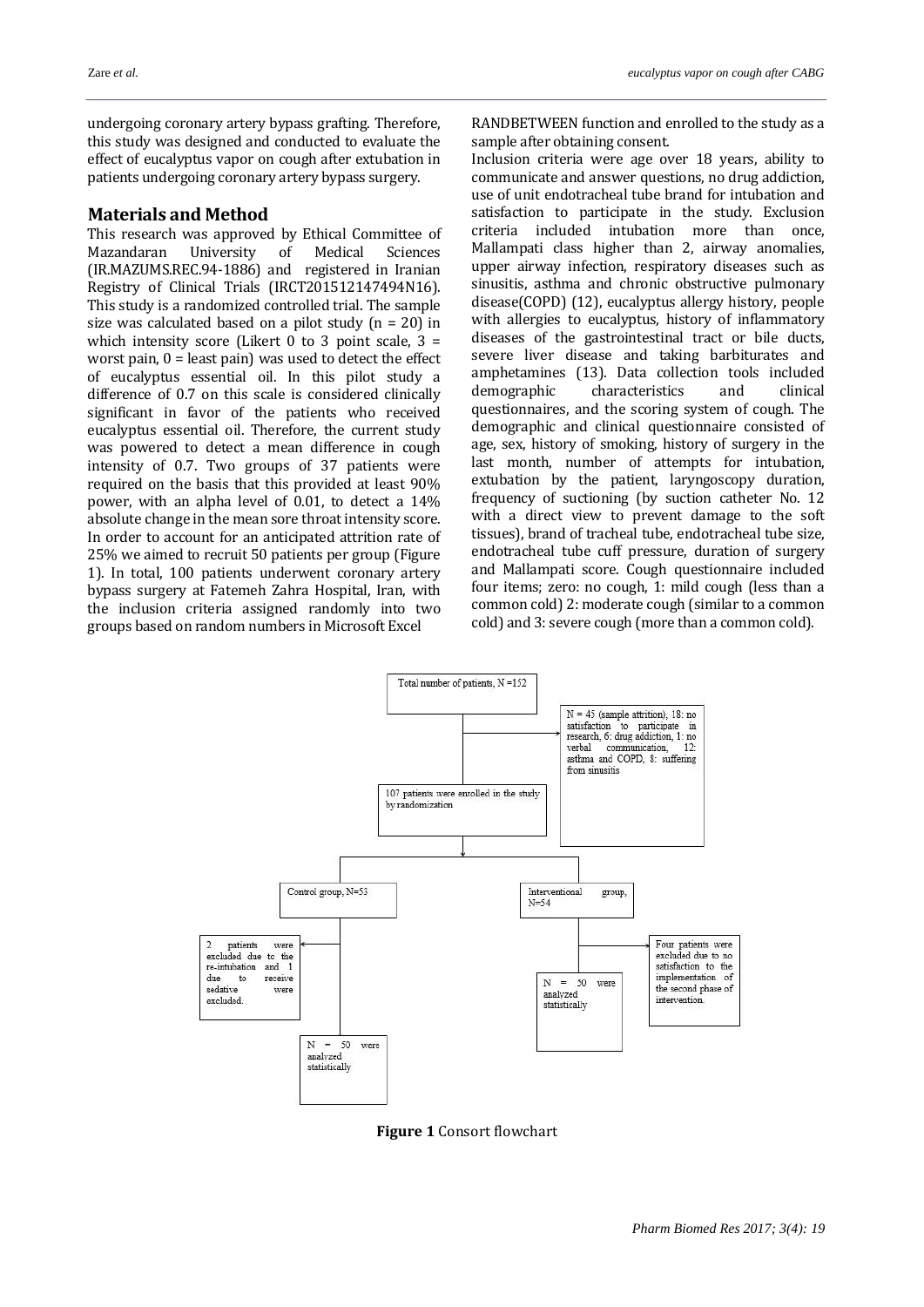undergoing coronary artery bypass grafting. Therefore, this study was designed and conducted to evaluate the effect of eucalyptus vapor on cough after extubation in patients undergoing coronary artery bypass surgery.

## Materials and Method

This research was approved by Ethical Committee of Mazandaran University of Medical Sciences (IR.MAZUMS.REC.94-1886) and registered in Iranian Registry of Clinical Trials (IRCT201512147494N16). This study is a randomized controlled trial. The sample size was calculated based on a pilot study (n = 20) in which intensity score (Likert 0 to 3 point scale, 3 = worst pain, 0 = least pain) was used to detect the effect of eucalyptus essential oil. In this pilot study a difference of 0.7 on this scale is considered clinically significant in favor of the patients who received eucalyptus essential oil. Therefore, the current study was powered to detect a mean difference in cough intensity of 0.7. Two groups of 37 patients were required on the basis that this provided at least 90% power, with an alpha level of 0.01, to detect a 14% absolute change in the mean sore throat intensity score. In order to account for an anticipated attrition rate of 25% we aimed to recruit 50 patients per group (Figure 1). In total, 100 patients underwent coronary artery bypass surgery at Fatemeh Zahra Hospital, Iran, with the inclusion criteria assigned randomly into two groups based on random numbers in Microsoft Excel RANDBETWEEN function and enrolled to the study as a sample after obtaining consent.

Inclusion criteria were age over 18 years, ability to communicate and answer questions, no drug addiction, use of unit endotracheal tube brand for intubation and satisfaction to participate in the study. Exclusion criteria included intubation more than once, Mallampati class higher than 2, airway anomalies, upper airway infection, respiratory diseases such as sinusitis, asthma and chronic obstructive pulmonary disease(COPD) (12), eucalyptus allergy history, people with allergies to eucalyptus, history of inflammatory diseases of the gastrointestinal tract or bile ducts, severe liver disease and taking barbiturates and amphetamines (13). Data collection tools included demographic characteristics and clinical questionnaires, and the scoring system of cough. The demographic and clinical questionnaire consisted of age, sex, history of smoking, history of surgery in the last month, number of attempts for intubation, extubation by the patient, laryngoscopy duration, frequency of suctioning (by suction catheter No. 12 with a direct view to prevent damage to the soft tissues), brand of tracheal tube, endotracheal tube size, endotracheal tube cuff pressure, duration of surgery and Mallampati score. Cough questionnaire included four items; zero: no cough, 1: mild cough (less than a common cold) 2: moderate cough (similar to a common cold) and 3: severe cough (more than a common cold).

Total number of patients, N =152

N = 45 (sample attrition), 18: no satisfaction to participate in research, 6: drug addiction, 1: no verbal communication, 12: asthma and COPD, 8: suffering from sinusitis

107 patients were enrolled in the study by randomization

Control group, N=53

Interventional group, N=54

2 patients were excluded due to the re-intubation and 1 due to receive sedative were excluded.

Four patients were excluded due to no satisfaction to the implementation of the second phase of intervention.

N = 50 were analyzed statistically

N = 50 were analyzed statistically

**Figure 1** Consort flowchart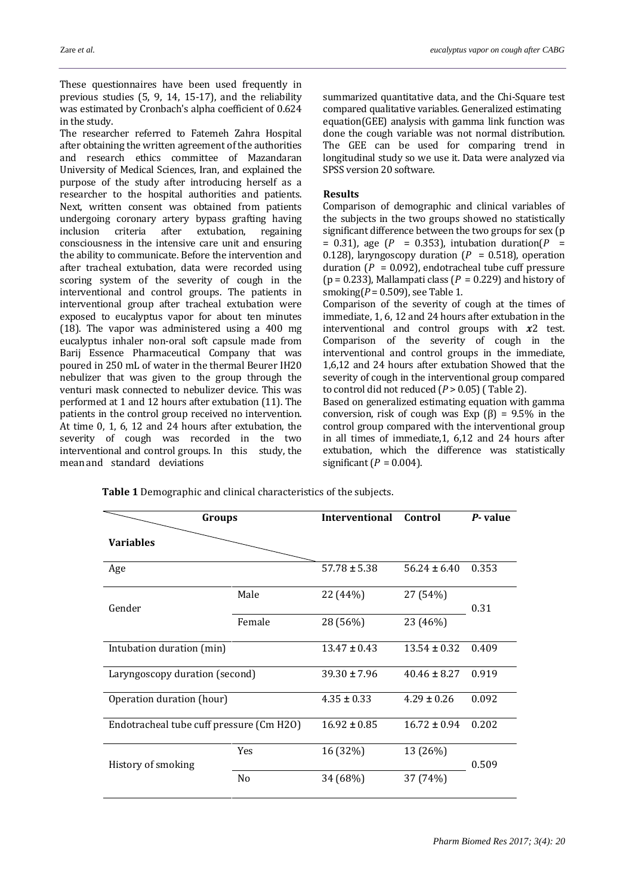These questionnaires have been used frequently in previous studies (5, 9, 14, 15-17), and the reliability was estimated by Cronbach's alpha coefficient of 0.624 in the study.

The researcher referred to Fatemeh Zahra Hospital after obtaining the written agreement of the authorities and research ethics committee of Mazandaran University of Medical Sciences, Iran, and explained the purpose of the study after introducing herself as a researcher to the hospital authorities and patients. Next, written consent was obtained from patients undergoing coronary artery bypass grafting having inclusion criteria after extubation, regaining consciousness in the intensive care unit and ensuring the ability to communicate. Before the intervention and after tracheal extubation, data were recorded using scoring system of the severity of cough in the interventional and control groups. The patients in interventional group after tracheal extubation were exposed to eucalyptus vapor for about ten minutes (18). The vapor was administered using a 400 mg eucalyptus inhaler non-oral soft capsule made from Barij Essence Pharmaceutical Company that was poured in 250 mL of water in the thermal Beurer IH20 nebulizer that was given to the group through the venturi mask connected to nebulizer device. This was performed at 1 and 12 hours after extubation (11). The patients in the control group received no intervention. At time 0, 1, 6, 12 and 24 hours after extubation, the severity of cough was recorded in the two interventional and control groups. In this study, the mean and standard deviations summarized quantitative data, and the Chi-Square test compared qualitative variables. Generalized estimating equation(GEE) analysis with gamma link function was done the cough variable was not normal distribution. The GEE can be used for comparing trend in longitudinal study so we use it. Data were analyzed via SPSS version 20 software.

**Results**

Comparison of demographic and clinical variables of the subjects in the two groups showed no statistically significant difference between the two groups for sex (p = 0.31), age ($P$ = 0.353), intubation duration($P$ = 0.128), laryngoscopy duration ($P$ = 0.518), operation duration ($P$ = 0.092), endotracheal tube cuff pressure (p = 0.233), Mallampati class ($P$ = 0.229) and history of smoking($P$ = 0.509), see Table 1.

Comparison of the severity of cough at the times of immediate, 1, 6, 12 and 24 hours after extubation in the interventional and control groups with $x2$ test. Comparison of the severity of cough in the interventional and control groups in the immediate, 1,6,12 and 24 hours after extubation Showed that the severity of cough in the interventional group compared to control did not reduced ($P$ > 0.05) ( Table 2).

Based on generalized estimating equation with gamma conversion, risk of cough was Exp (β) = 9.5% in the control group compared with the interventional group in all times of immediate,1, 6,12 and 24 hours after extubation, which the difference was statistically significant ($P$ = 0.004).

**Table 1** Demographic and clinical characteristics of the subjects.

| Variables \ Groups | | Interventional | Control | *P*- value |
|---|---|---|---|---|
| Age | | 57.78 ± 5.38 | 56.24 ± 6.40 | 0.353 |
| Gender | Male | 22 (44%) | 27 (54%) | 0.31 |
| | Female | 28 (56%) | 23 (46%) | |
| Intubation duration (min) | | 13.47 ± 0.43 | 13.54 ± 0.32 | 0.409 |
| Laryngoscopy duration (second) | | 39.30 ± 7.96 | 40.46 ± 8.27 | 0.919 |
| Operation duration (hour) | | 4.35 ± 0.33 | 4.29 ± 0.26 | 0.092 |
| Endotracheal tube cuff pressure (Cm H2O) | | 16.92 ± 0.85 | 16.72 ± 0.94 | 0.202 |
| History of smoking | Yes | 16 (32%) | 13 (26%) | 0.509 |
| | No | 34 (68%) | 37 (74%) | |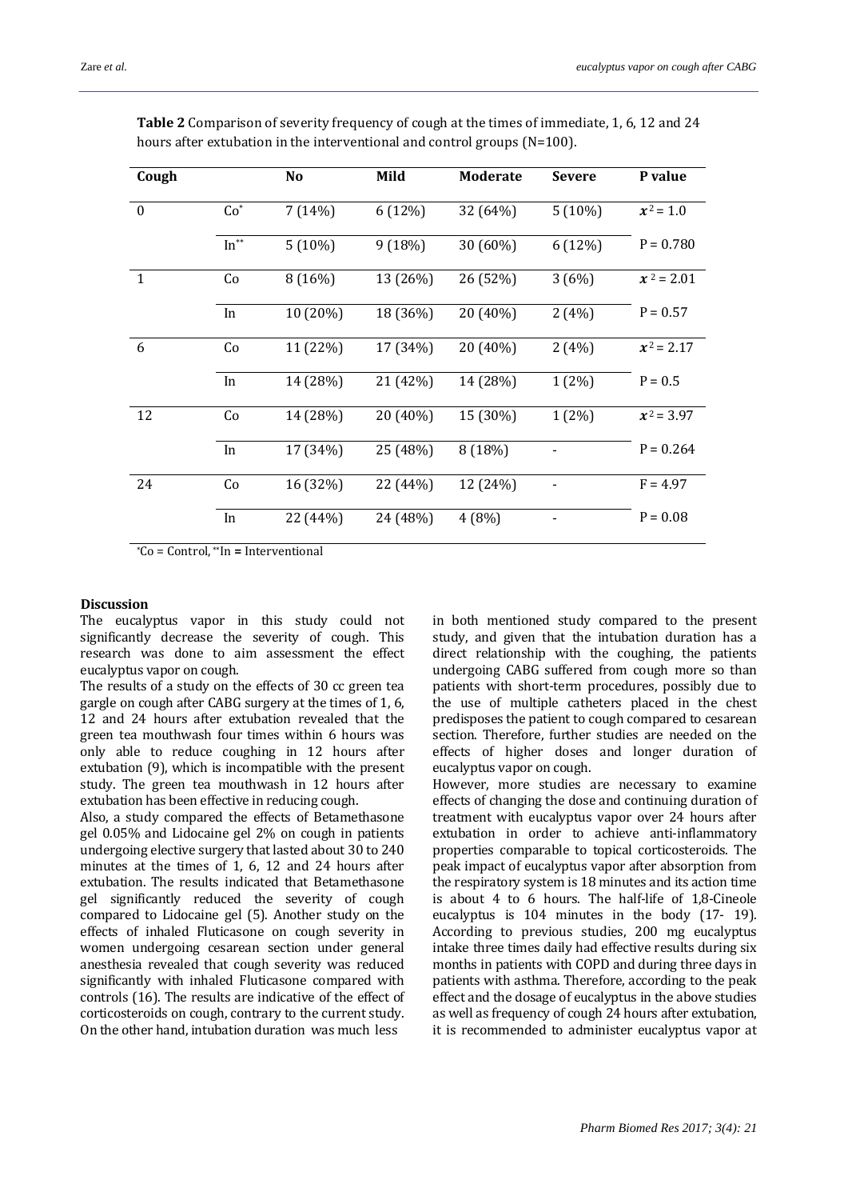**Table 2** Comparison of severity frequency of cough at the times of immediate, 1, 6, 12 and 24 hours after extubation in the interventional and control groups (N=100).

| Cough | | No | Mild | Moderate | Severe | P value |
|---|---|---|---|---|---|---|
| 0 | Co* | 7 (14%) | 6 (12%) | 32 (64%) | 5 (10%) | $x^2 = 1.0$ |
| | In** | 5 (10%) | 9 (18%) | 30 (60%) | 6 (12%) | P = 0.780 |
| 1 | Co | 8 (16%) | 13 (26%) | 26 (52%) | 3 (6%) | $x^2 = 2.01$ |
| | In | 10 (20%) | 18 (36%) | 20 (40%) | 2 (4%) | P = 0.57 |
| 6 | Co | 11 (22%) | 17 (34%) | 20 (40%) | 2 (4%) | $x^2 = 2.17$ |
| | In | 14 (28%) | 21 (42%) | 14 (28%) | 1 (2%) | P = 0.5 |
| 12 | Co | 14 (28%) | 20 (40%) | 15 (30%) | 1 (2%) | $x^2 = 3.97$ |
| | In | 17 (34%) | 25 (48%) | 8 (18%) | - | P = 0.264 |
| 24 | Co | 16 (32%) | 22 (44%) | 12 (24%) | - | F = 4.97 |
| | In | 22 (44%) | 24 (48%) | 4 (8%) | - | P = 0.08 |

*Co = Control, **In = Interventional

**Discussion**

The eucalyptus vapor in this study could not significantly decrease the severity of cough. This research was done to aim assessment the effect eucalyptus vapor on cough.

The results of a study on the effects of 30 cc green tea gargle on cough after CABG surgery at the times of 1, 6, 12 and 24 hours after extubation revealed that the green tea mouthwash four times within 6 hours was only able to reduce coughing in 12 hours after extubation (9), which is incompatible with the present study. The green tea mouthwash in 12 hours after extubation has been effective in reducing cough.

Also, a study compared the effects of Betamethasone gel 0.05% and Lidocaine gel 2% on cough in patients undergoing elective surgery that lasted about 30 to 240 minutes at the times of 1, 6, 12 and 24 hours after extubation. The results indicated that Betamethasone gel significantly reduced the severity of cough compared to Lidocaine gel (5). Another study on the effects of inhaled Fluticasone on cough severity in women undergoing cesarean section under general anesthesia revealed that cough severity was reduced significantly with inhaled Fluticasone compared with controls (16). The results are indicative of the effect of corticosteroids on cough, contrary to the current study. On the other hand, intubation duration was much less in both mentioned study compared to the present study, and given that the intubation duration has a direct relationship with the coughing, the patients undergoing CABG suffered from cough more so than patients with short-term procedures, possibly due to the use of multiple catheters placed in the chest predisposes the patient to cough compared to cesarean section. Therefore, further studies are needed on the effects of higher doses and longer duration of eucalyptus vapor on cough.

However, more studies are necessary to examine effects of changing the dose and continuing duration of treatment with eucalyptus vapor over 24 hours after extubation in order to achieve anti-inflammatory properties comparable to topical corticosteroids. The peak impact of eucalyptus vapor after absorption from the respiratory system is 18 minutes and its action time is about 4 to 6 hours. The half-life of 1,8-Cineole eucalyptus is 104 minutes in the body (17- 19). According to previous studies, 200 mg eucalyptus intake three times daily had effective results during six months in patients with COPD and during three days in patients with asthma. Therefore, according to the peak effect and the dosage of eucalyptus in the above studies as well as frequency of cough 24 hours after extubation, it is recommended to administer eucalyptus vapor at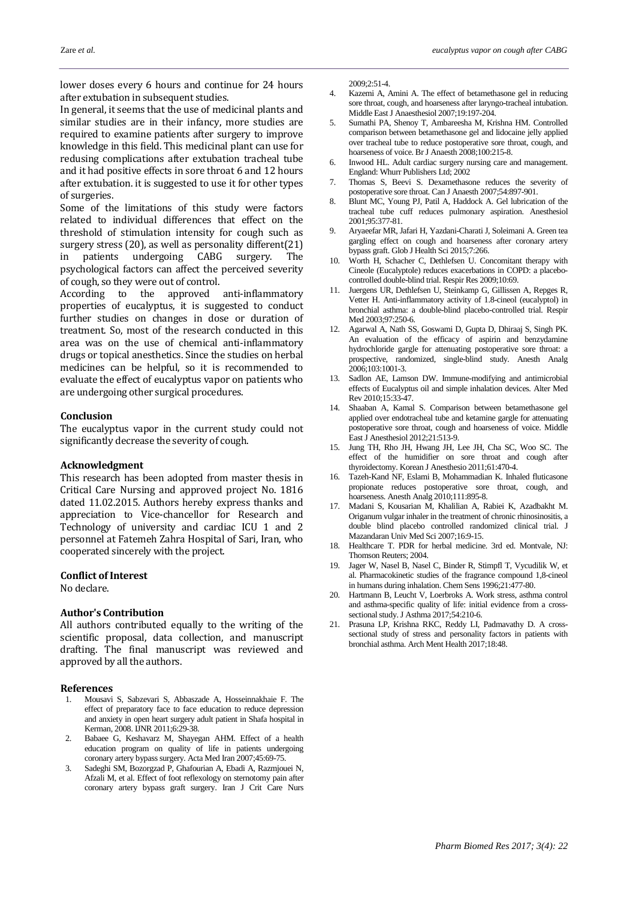lower doses every 6 hours and continue for 24 hours after extubation in subsequent studies.

In general, it seems that the use of medicinal plants and similar studies are in their infancy, more studies are required to examine patients after surgery to improve knowledge in this field. This medicinal plant can use for redusing complications after extubation tracheal tube and it had positive effects in sore throat 6 and 12 hours after extubation. it is suggested to use it for other types of surgeries.

Some of the limitations of this study were factors related to individual differences that effect on the threshold of stimulation intensity for cough such as surgery stress (20), as well as personality different(21) in patients undergoing CABG surgery. The psychological factors can affect the perceived severity of cough, so they were out of control.

According to the approved anti-inflammatory properties of eucalyptus, it is suggested to conduct further studies on changes in dose or duration of treatment. So, most of the research conducted in this area was on the use of chemical anti-inflammatory drugs or topical anesthetics. Since the studies on herbal medicines can be helpful, so it is recommended to evaluate the effect of eucalyptus vapor on patients who are undergoing other surgical procedures.

### Conclusion

The eucalyptus vapor in the current study could not significantly decrease the severity of cough.

### Acknowledgment

This research has been adopted from master thesis in Critical Care Nursing and approved project No. 1816 dated 11.02.2015. Authors hereby express thanks and appreciation to Vice-chancellor for Research and Technology of university and cardiac ICU 1 and 2 personnel at Fatemeh Zahra Hospital of Sari, Iran, who cooperated sincerely with the project.

### Conflict of Interest

No declare.

### Author's Contribution

All authors contributed equally to the writing of the scientific proposal, data collection, and manuscript drafting. The final manuscript was reviewed and approved by all the authors.

### References

1. Mousavi S, Sabzevari S, Abbaszade A, Hosseinnakhaie F. The effect of preparatory face to face education to reduce depression and anxiety in open heart surgery adult patient in Shafa hospital in Kerman, 2008. IJNR 2011;6:29-38.
2. Babaee G, Keshavarz M, Shayegan AHM. Effect of a health education program on quality of life in patients undergoing coronary artery bypass surgery. Acta Med Iran 2007;45:69-75.
3. Sadeghi SM, Bozorgzad P, Ghafourian A, Ebadi A, Razmjouei N, Afzali M, et al. Effect of foot reflexology on sternotomy pain after coronary artery bypass graft surgery. Iran J Crit Care Nurs 2009;2:51-4.
4. Kazemi A, Amini A. The effect of betamethasone gel in reducing sore throat, cough, and hoarseness after laryngo-tracheal intubation. Middle East J Anaesthesiol 2007;19:197-204.
5. Sumathi PA, Shenoy T, Ambareesha M, Krishna HM. Controlled comparison between betamethasone gel and lidocaine jelly applied over tracheal tube to reduce postoperative sore throat, cough, and hoarseness of voice. Br J Anaesth 2008;100:215-8.
6. Inwood HL. Adult cardiac surgery nursing care and management. England: Whurr Publishers Ltd; 2002
7. Thomas S, Beevi S. Dexamethasone reduces the severity of postoperative sore throat. Can J Anaesth 2007;54:897-901.
8. Blunt MC, Young PJ, Patil A, Haddock A. Gel lubrication of the tracheal tube cuff reduces pulmonary aspiration. Anesthesiol 2001;95:377-81.
9. Aryaeefar MR, Jafari H, Yazdani-Charati J, Soleimani A. Green tea gargling effect on cough and hoarseness after coronary artery bypass graft. Glob J Health Sci 2015;7:266.
10. Worth H, Schacher C, Dethlefsen U. Concomitant therapy with Cineole (Eucalyptole) reduces exacerbations in COPD: a placebo-controlled double-blind trial. Respir Res 2009;10:69.
11. Juergens UR, Dethlefsen U, Steinkamp G, Gillissen A, Repges R, Vetter H. Anti-inflammatory activity of 1.8-cineol (eucalyptol) in bronchial asthma: a double-blind placebo-controlled trial. Respir Med 2003;97:250-6.
12. Agarwal A, Nath SS, Goswami D, Gupta D, Dhiraaj S, Singh PK. An evaluation of the efficacy of aspirin and benzydamine hydrochloride gargle for attenuating postoperative sore throat: a prospective, randomized, single-blind study. Anesth Analg 2006;103:1001-3.
13. Sadlon AE, Lamson DW. Immune-modifying and antimicrobial effects of Eucalyptus oil and simple inhalation devices. Alter Med Rev 2010;15:33-47.
14. Shaaban A, Kamal S. Comparison between betamethasone gel applied over endotracheal tube and ketamine gargle for attenuating postoperative sore throat, cough and hoarseness of voice. Middle East J Anesthesiol 2012;21:513-9.
15. Jung TH, Rho JH, Hwang JH, Lee JH, Cha SC, Woo SC. The effect of the humidifier on sore throat and cough after thyroidectomy. Korean J Anesthesio 2011;61:470-4.
16. Tazeh-Kand NF, Eslami B, Mohammadian K. Inhaled fluticasone propionate reduces postoperative sore throat, cough, and hoarseness. Anesth Analg 2010;111:895-8.
17. Madani S, Kousarian M, Khalilian A, Rabiei K, Azadbakht M. Origanum vulgar inhaler in the treatment of chronic rhinosinositis, a double blind placebo controlled randomized clinical trial. J Mazandaran Univ Med Sci 2007;16:9-15.
18. Healthcare T. PDR for herbal medicine. 3rd ed. Montvale, NJ: Thomson Reuters; 2004.
19. Jager W, Nasel B, Nasel C, Binder R, Stimpfl T, Vycudilik W, et al. Pharmacokinetic studies of the fragrance compound 1,8-cineol in humans during inhalation. Chem Sens 1996;21:477-80.
20. Hartmann B, Leucht V, Loerbroks A. Work stress, asthma control and asthma-specific quality of life: initial evidence from a cross-sectional study. J Asthma 2017;54:210-6.
21. Prasuna LP, Krishna RKC, Reddy LI, Padmavathy D. A cross-sectional study of stress and personality factors in patients with bronchial asthma. Arch Ment Health 2017;18:48.